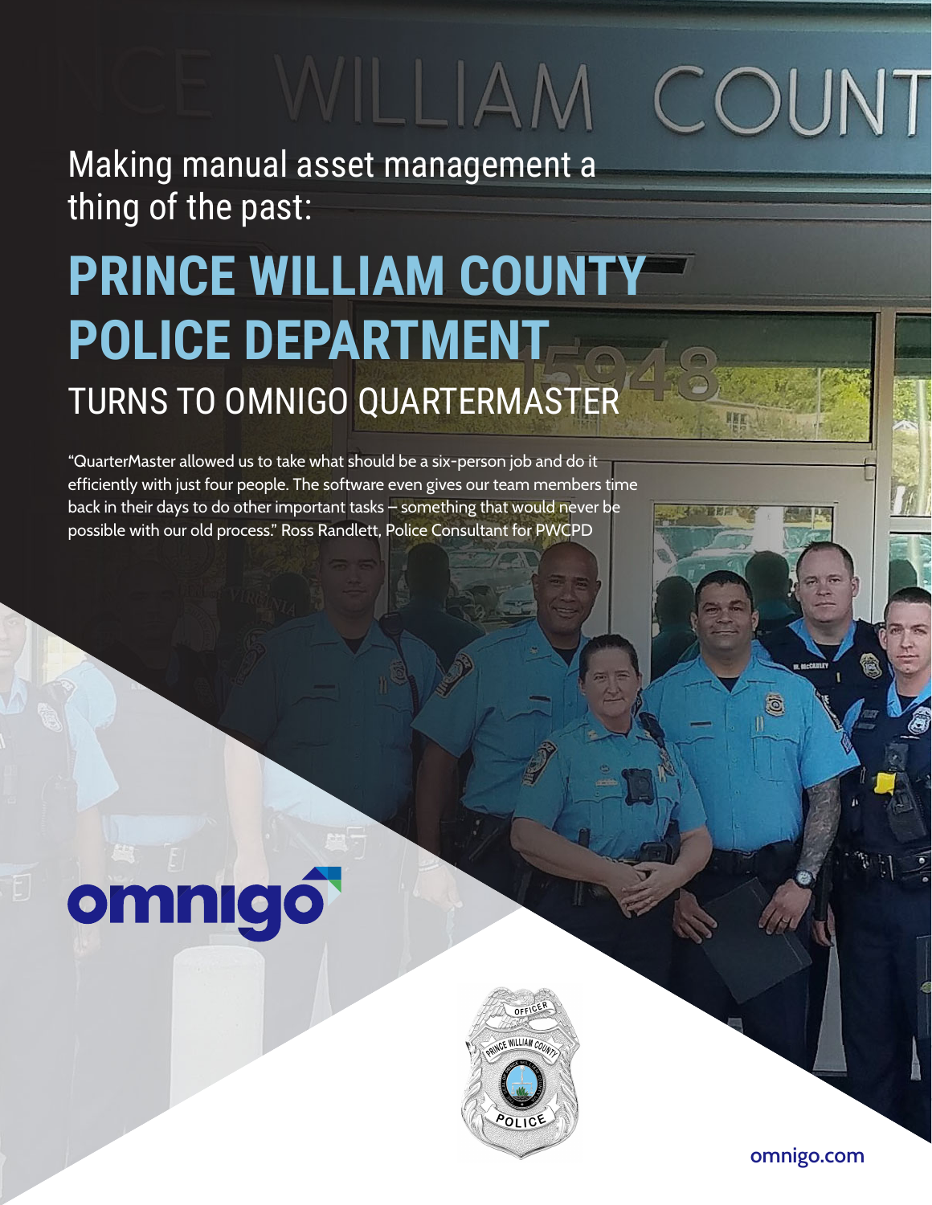Making manual asset management a thing of the past:

# PRINCE WILLIAM COUNTY POLICE DEPARTMENT

## TURNS TO OMNIGO QUARTERMASTER

"QuarterMaster allowed us to take what should be a six-person job and do it efficiently with just four people. The software even gives our team members time back in their days to do other important tasks – something that would never be possible with our old process." Ross Randlett, Police Consultant for PWCPD

omnigo

omnigo.com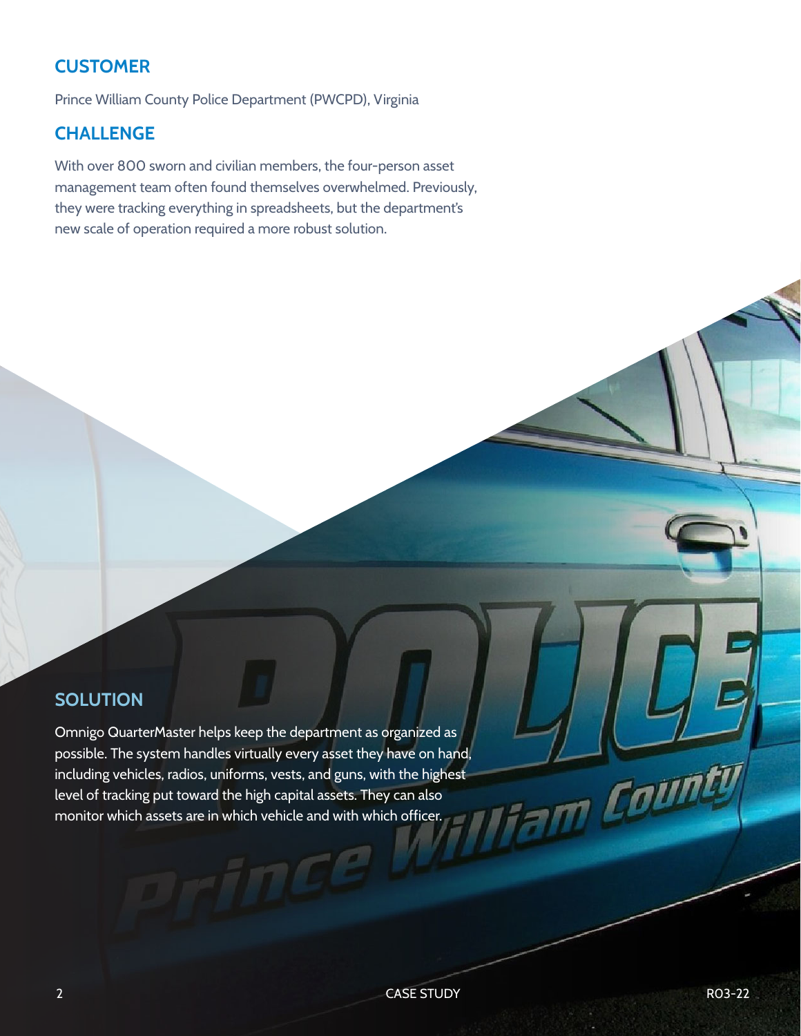## CUSTOMER

Prince William County Police Department (PWCPD), Virginia

## CHALLENGE

With over 800 sworn and civilian members, the four-person asset management team often found themselves overwhelmed. Previously, they were tracking everything in spreadsheets, but the department's new scale of operation required a more robust solution.

## SOLUTION

Omnigo QuarterMaster helps keep the department as organized as possible. The system handles virtually every asset they have on hand, including vehicles, radios, uniforms, vests, and guns, with the highest level of tracking put toward the high capital assets. They can also monitor which assets are in which vehicle and with which officer.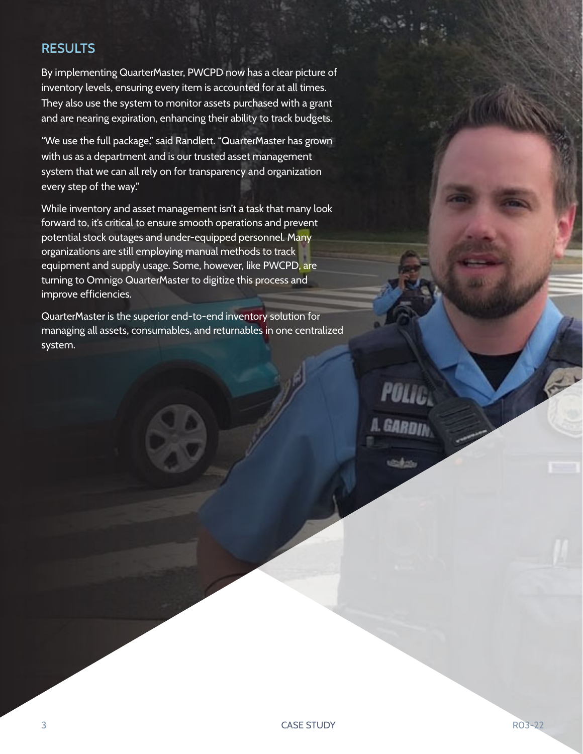## RESULTS

By implementing QuarterMaster, PWCPD now has a clear picture of inventory levels, ensuring every item is accounted for at all times. They also use the system to monitor assets purchased with a grant and are nearing expiration, enhancing their ability to track budgets.

"We use the full package," said Randlett. "QuarterMaster has grown with us as a department and is our trusted asset management system that we can all rely on for transparency and organization every step of the way."

While inventory and asset management isn't a task that many look forward to, it's critical to ensure smooth operations and prevent potential stock outages and under-equipped personnel. Many organizations are still employing manual methods to track equipment and supply usage. Some, however, like PWCPD, are turning to Omnigo QuarterMaster to digitize this process and improve efficiencies.

QuarterMaster is the superior end-to-end inventory solution for managing all assets, consumables, and returnables in one centralized system.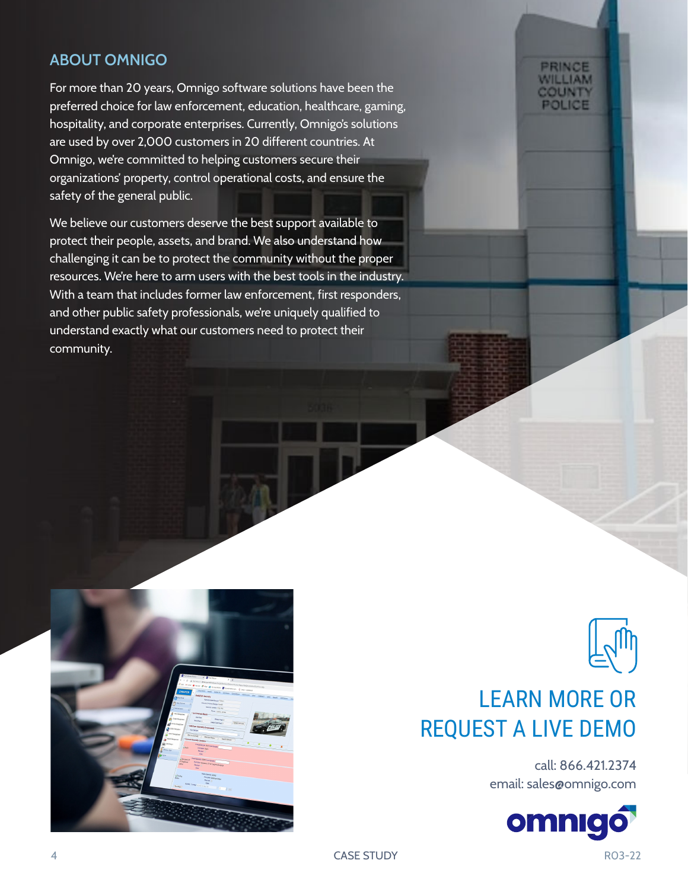## ABOUT OMNIGO

For more than 20 years, Omnigo software solutions have been the preferred choice for law enforcement, education, healthcare, gaming, hospitality, and corporate enterprises. Currently, Omnigo's solutions are used by over 2,000 customers in 20 different countries. At Omnigo, we're committed to helping customers secure their organizations' property, control operational costs, and ensure the safety of the general public.

We believe our customers deserve the best support available to protect their people, assets, and brand. We also understand how challenging it can be to protect the community without the proper resources. We're here to arm users with the best tools in the industry. With a team that includes former law enforcement, first responders, and other public safety professionals, we're uniquely qualified to understand exactly what our customers need to protect their community.

## LEARN MORE OR REQUEST A LIVE DEMO

call: 866.421.2374
email: sales@omnigo.com

omnigo

CASE STUDY

RO3-22